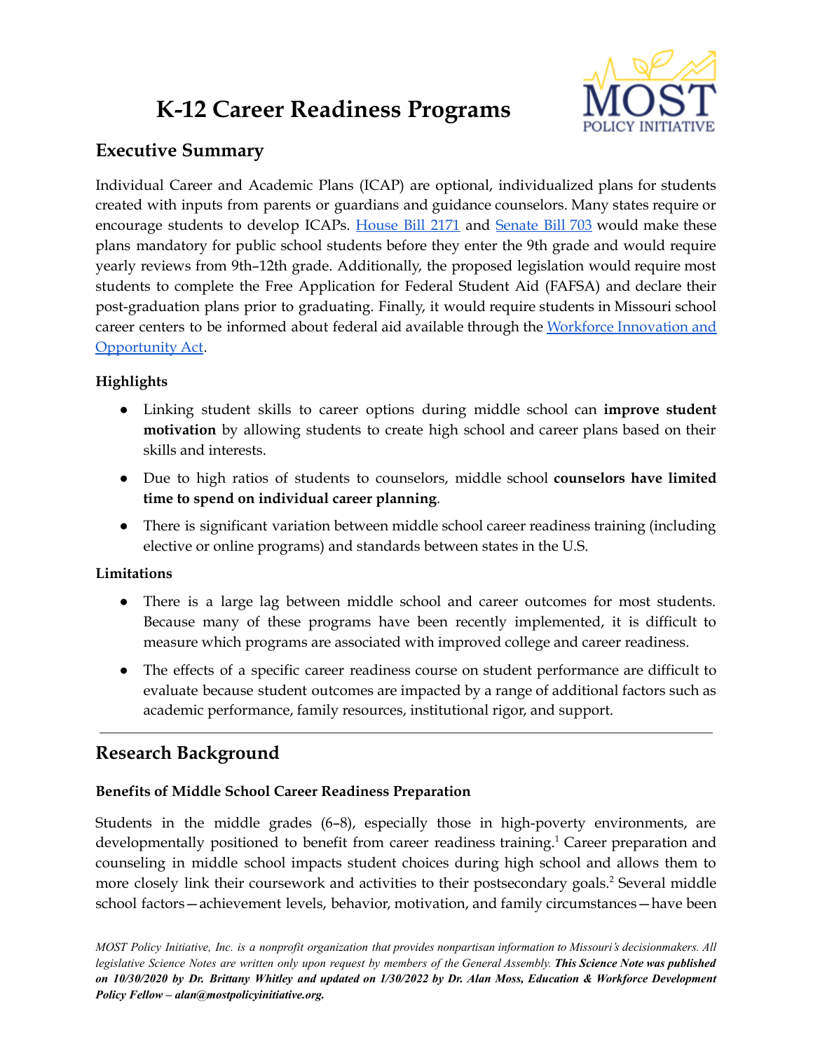# K-12 Career Readiness Programs

## Executive Summary

Individual Career and Academic Plans (ICAP) are optional, individualized plans for students created with inputs from parents or guardians and guidance counselors. Many states require or encourage students to develop ICAPs. House Bill 2171 and Senate Bill 703 would make these plans mandatory for public school students before they enter the 9th grade and would require yearly reviews from 9th–12th grade. Additionally, the proposed legislation would require most students to complete the Free Application for Federal Student Aid (FAFSA) and declare their post-graduation plans prior to graduating. Finally, it would require students in Missouri school career centers to be informed about federal aid available through the Workforce Innovation and Opportunity Act.

### Highlights

- Linking student skills to career options during middle school can **improve student motivation** by allowing students to create high school and career plans based on their skills and interests.
- Due to high ratios of students to counselors, middle school **counselors have limited time to spend on individual career planning**.
- There is significant variation between middle school career readiness training (including elective or online programs) and standards between states in the U.S.

### Limitations

- There is a large lag between middle school and career outcomes for most students. Because many of these programs have been recently implemented, it is difficult to measure which programs are associated with improved college and career readiness.
- The effects of a specific career readiness course on student performance are difficult to evaluate because student outcomes are impacted by a range of additional factors such as academic performance, family resources, institutional rigor, and support.

---

## Research Background

### Benefits of Middle School Career Readiness Preparation

Students in the middle grades (6–8), especially those in high-poverty environments, are developmentally positioned to benefit from career readiness training.[1] Career preparation and counseling in middle school impacts student choices during high school and allows them to more closely link their coursework and activities to their postsecondary goals.[2] Several middle school factors—achievement levels, behavior, motivation, and family circumstances—have been

*MOST Policy Initiative, Inc. is a nonprofit organization that provides nonpartisan information to Missouri's decisionmakers. All legislative Science Notes are written only upon request by members of the General Assembly.* ***This Science Note was published on 10/30/2020 by Dr. Brittany Whitley and updated on 1/30/2022 by Dr. Alan Moss, Education & Workforce Development Policy Fellow – alan@mostpolicyinitiative.org.***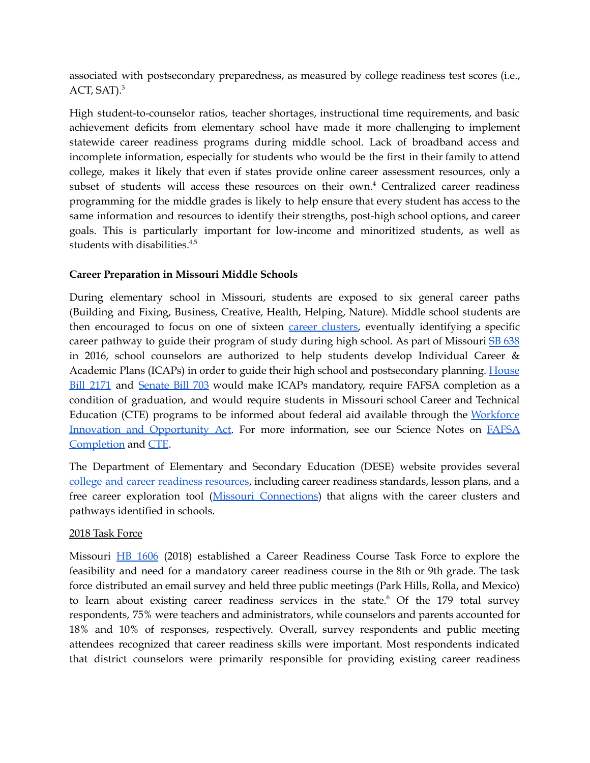associated with postsecondary preparedness, as measured by college readiness test scores (i.e., ACT, SAT).[3]

High student-to-counselor ratios, teacher shortages, instructional time requirements, and basic achievement deficits from elementary school have made it more challenging to implement statewide career readiness programs during middle school. Lack of broadband access and incomplete information, especially for students who would be the first in their family to attend college, makes it likely that even if states provide online career assessment resources, only a subset of students will access these resources on their own.[4] Centralized career readiness programming for the middle grades is likely to help ensure that every student has access to the same information and resources to identify their strengths, post-high school options, and career goals. This is particularly important for low-income and minoritized students, as well as students with disabilities.[4,5]

**Career Preparation in Missouri Middle Schools**

During elementary school in Missouri, students are exposed to six general career paths (Building and Fixing, Business, Creative, Health, Helping, Nature). Middle school students are then encouraged to focus on one of sixteen career clusters, eventually identifying a specific career pathway to guide their program of study during high school. As part of Missouri SB 638 in 2016, school counselors are authorized to help students develop Individual Career & Academic Plans (ICAPs) in order to guide their high school and postsecondary planning. House Bill 2171 and Senate Bill 703 would make ICAPs mandatory, require FAFSA completion as a condition of graduation, and would require students in Missouri school Career and Technical Education (CTE) programs to be informed about federal aid available through the Workforce Innovation and Opportunity Act. For more information, see our Science Notes on FAFSA Completion and CTE.

The Department of Elementary and Secondary Education (DESE) website provides several college and career readiness resources, including career readiness standards, lesson plans, and a free career exploration tool (Missouri Connections) that aligns with the career clusters and pathways identified in schools.

2018 Task Force

Missouri HB 1606 (2018) established a Career Readiness Course Task Force to explore the feasibility and need for a mandatory career readiness course in the 8th or 9th grade. The task force distributed an email survey and held three public meetings (Park Hills, Rolla, and Mexico) to learn about existing career readiness services in the state.[6] Of the 179 total survey respondents, 75% were teachers and administrators, while counselors and parents accounted for 18% and 10% of responses, respectively. Overall, survey respondents and public meeting attendees recognized that career readiness skills were important. Most respondents indicated that district counselors were primarily responsible for providing existing career readiness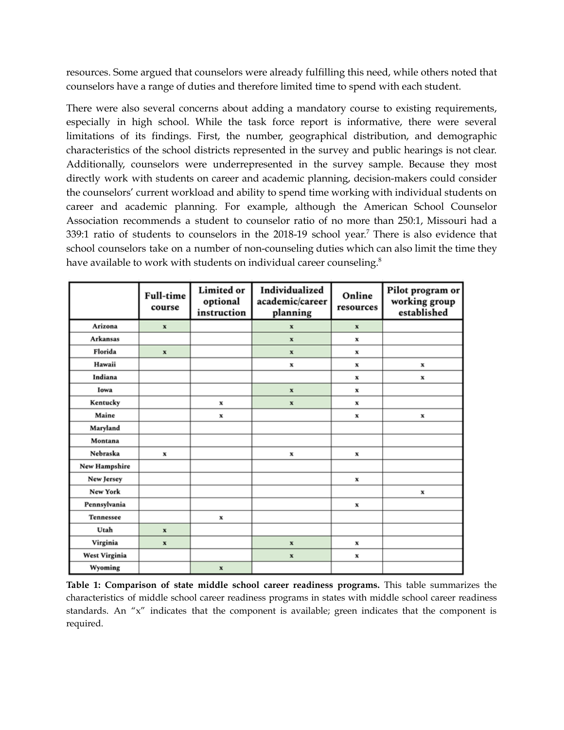resources. Some argued that counselors were already fulfilling this need, while others noted that counselors have a range of duties and therefore limited time to spend with each student.

There were also several concerns about adding a mandatory course to existing requirements, especially in high school. While the task force report is informative, there were several limitations of its findings. First, the number, geographical distribution, and demographic characteristics of the school districts represented in the survey and public hearings is not clear. Additionally, counselors were underrepresented in the survey sample. Because they most directly work with students on career and academic planning, decision-makers could consider the counselors' current workload and ability to spend time working with individual students on career and academic planning. For example, although the American School Counselor Association recommends a student to counselor ratio of no more than 250:1, Missouri had a 339:1 ratio of students to counselors in the 2018-19 school year.[7] There is also evidence that school counselors take on a number of non-counseling duties which can also limit the time they have available to work with students on individual career counseling.[8]

| | Full-time course | Limited or optional instruction | Individualized academic/career planning | Online resources | Pilot program or working group established |
|---|---|---|---|---|---|
| Arizona | x | | x | x | |
| Arkansas | | | x | x | |
| Florida | x | | x | x | |
| Hawaii | | | x | x | x |
| Indiana | | | | x | x |
| Iowa | | | x | x | |
| Kentucky | | x | x | x | |
| Maine | | x | | x | x |
| Maryland | | | | | |
| Montana | | | | | |
| Nebraska | x | | x | x | |
| New Hampshire | | | | | |
| New Jersey | | | | x | |
| New York | | | | | x |
| Pennsylvania | | | | x | |
| Tennessee | | x | | | |
| Utah | x | | | | |
| Virginia | x | | x | x | |
| West Virginia | | | x | x | |
| Wyoming | | x | | | |

**Table 1: Comparison of state middle school career readiness programs.** This table summarizes the characteristics of middle school career readiness programs in states with middle school career readiness standards. An "x" indicates that the component is available; green indicates that the component is required.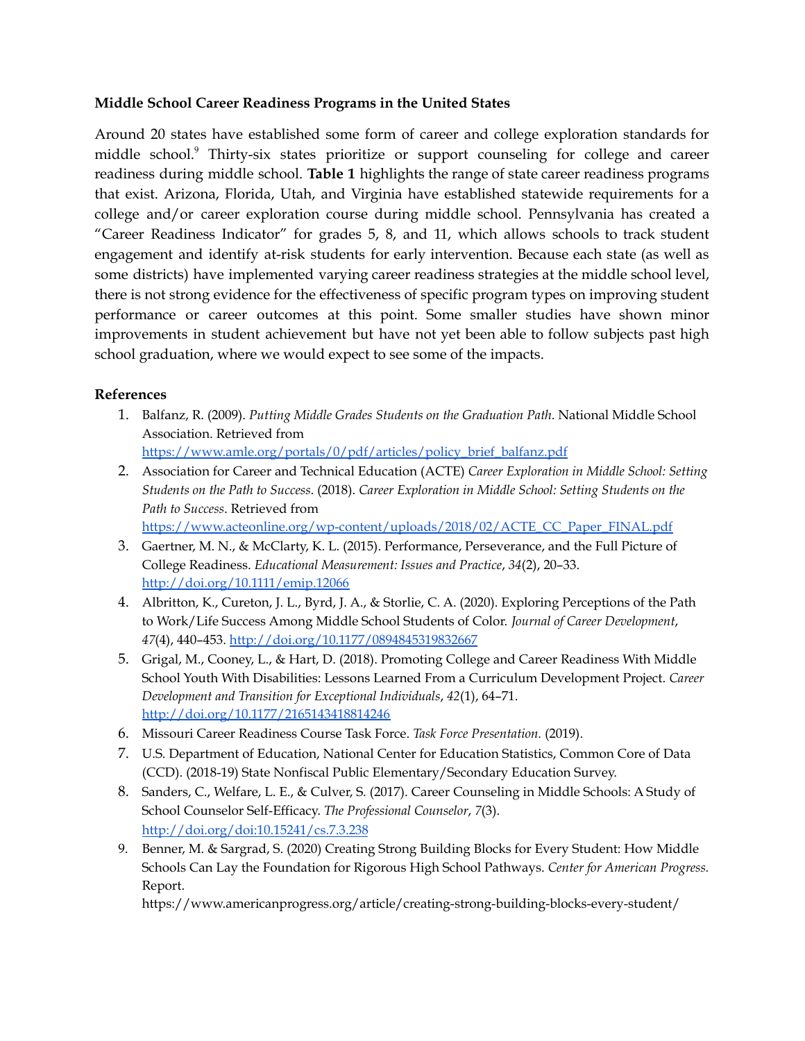**Middle School Career Readiness Programs in the United States**

Around 20 states have established some form of career and college exploration standards for middle school.[9] Thirty-six states prioritize or support counseling for college and career readiness during middle school. **Table 1** highlights the range of state career readiness programs that exist. Arizona, Florida, Utah, and Virginia have established statewide requirements for a college and/or career exploration course during middle school. Pennsylvania has created a "Career Readiness Indicator" for grades 5, 8, and 11, which allows schools to track student engagement and identify at-risk students for early intervention. Because each state (as well as some districts) have implemented varying career readiness strategies at the middle school level, there is not strong evidence for the effectiveness of specific program types on improving student performance or career outcomes at this point. Some smaller studies have shown minor improvements in student achievement but have not yet been able to follow subjects past high school graduation, where we would expect to see some of the impacts.

**References**

1. Balfanz, R. (2009). *Putting Middle Grades Students on the Graduation Path*. National Middle School Association. Retrieved from https://www.amle.org/portals/0/pdf/articles/policy_brief_balfanz.pdf
2. Association for Career and Technical Education (ACTE) *Career Exploration in Middle School: Setting Students on the Path to Success*. (2018). *Career Exploration in Middle School: Setting Students on the Path to Success*. Retrieved from https://www.acteonline.org/wp-content/uploads/2018/02/ACTE_CC_Paper_FINAL.pdf
3. Gaertner, M. N., & McClarty, K. L. (2015). Performance, Perseverance, and the Full Picture of College Readiness. *Educational Measurement: Issues and Practice*, *34*(2), 20–33. http://doi.org/10.1111/emip.12066
4. Albritton, K., Cureton, J. L., Byrd, J. A., & Storlie, C. A. (2020). Exploring Perceptions of the Path to Work/Life Success Among Middle School Students of Color. *Journal of Career Development*, *47*(4), 440–453. http://doi.org/10.1177/0894845319832667
5. Grigal, M., Cooney, L., & Hart, D. (2018). Promoting College and Career Readiness With Middle School Youth With Disabilities: Lessons Learned From a Curriculum Development Project. *Career Development and Transition for Exceptional Individuals*, *42*(1), 64–71. http://doi.org/10.1177/2165143418814246
6. Missouri Career Readiness Course Task Force. *Task Force Presentation.* (2019).
7. U.S. Department of Education, National Center for Education Statistics, Common Core of Data (CCD). (2018-19) State Nonfiscal Public Elementary/Secondary Education Survey.
8. Sanders, C., Welfare, L. E., & Culver, S. (2017). Career Counseling in Middle Schools: A Study of School Counselor Self-Efficacy. *The Professional Counselor*, *7*(3). http://doi.org/doi:10.15241/cs.7.3.238
9. Benner, M. & Sargrad, S. (2020) Creating Strong Building Blocks for Every Student: How Middle Schools Can Lay the Foundation for Rigorous High School Pathways. *Center for American Progress.* Report. https://www.americanprogress.org/article/creating-strong-building-blocks-every-student/